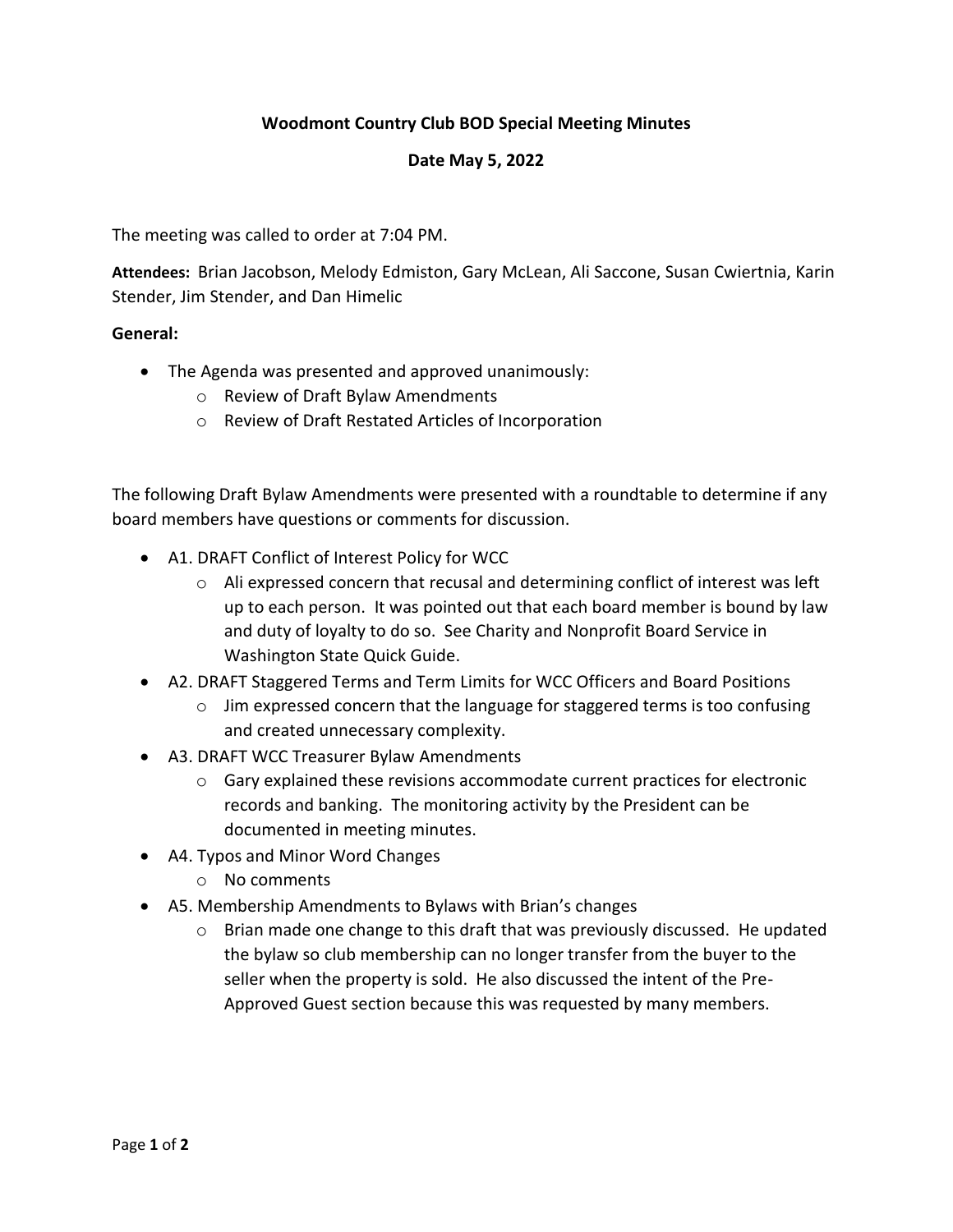# Woodmont Country Club BOD Special Meeting Minutes

## Date May 5, 2022

The meeting was called to order at 7:04 PM.

**Attendees:** Brian Jacobson, Melody Edmiston, Gary McLean, Ali Saccone, Susan Cwiertnia, Karin Stender, Jim Stender, and Dan Himelic

**General:**

- The Agenda was presented and approved unanimously:
  - Review of Draft Bylaw Amendments
  - Review of Draft Restated Articles of Incorporation

The following Draft Bylaw Amendments were presented with a roundtable to determine if any board members have questions or comments for discussion.

- A1. DRAFT Conflict of Interest Policy for WCC
  - Ali expressed concern that recusal and determining conflict of interest was left up to each person. It was pointed out that each board member is bound by law and duty of loyalty to do so. See Charity and Nonprofit Board Service in Washington State Quick Guide.
- A2. DRAFT Staggered Terms and Term Limits for WCC Officers and Board Positions
  - Jim expressed concern that the language for staggered terms is too confusing and created unnecessary complexity.
- A3. DRAFT WCC Treasurer Bylaw Amendments
  - Gary explained these revisions accommodate current practices for electronic records and banking. The monitoring activity by the President can be documented in meeting minutes.
- A4. Typos and Minor Word Changes
  - No comments
- A5. Membership Amendments to Bylaws with Brian's changes
  - Brian made one change to this draft that was previously discussed. He updated the bylaw so club membership can no longer transfer from the buyer to the seller when the property is sold. He also discussed the intent of the Pre-Approved Guest section because this was requested by many members.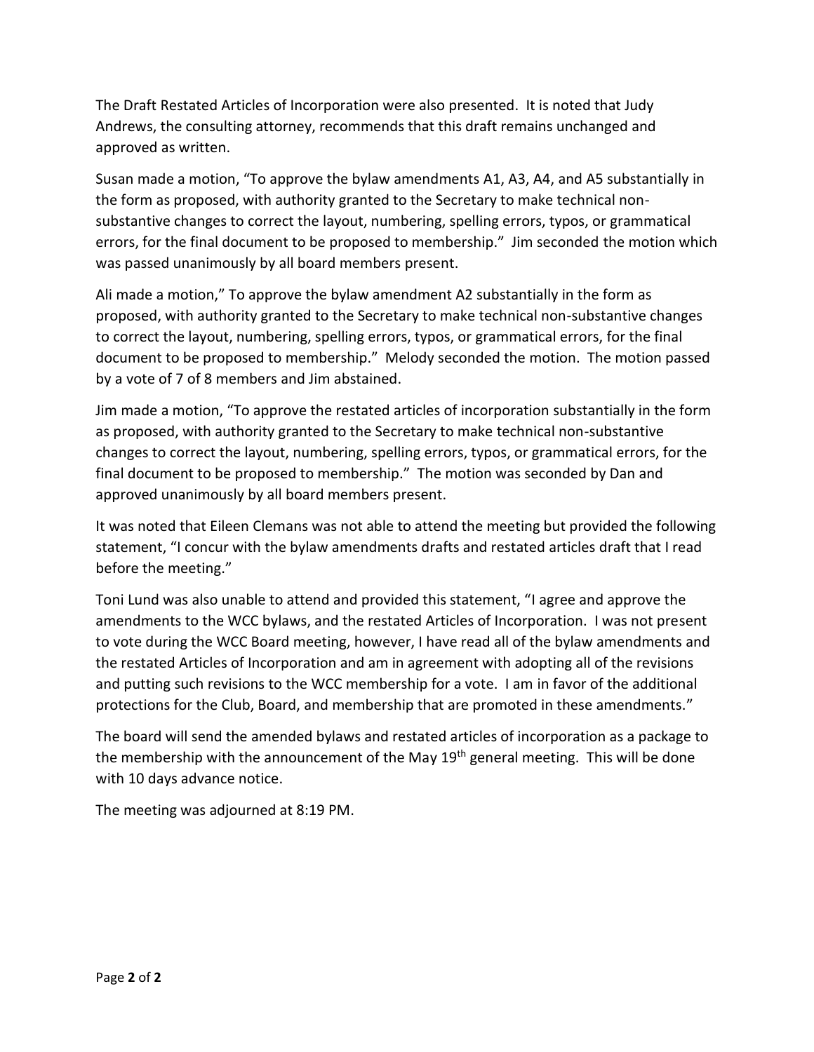The Draft Restated Articles of Incorporation were also presented. It is noted that Judy Andrews, the consulting attorney, recommends that this draft remains unchanged and approved as written.

Susan made a motion, "To approve the bylaw amendments A1, A3, A4, and A5 substantially in the form as proposed, with authority granted to the Secretary to make technical non-substantive changes to correct the layout, numbering, spelling errors, typos, or grammatical errors, for the final document to be proposed to membership." Jim seconded the motion which was passed unanimously by all board members present.

Ali made a motion," To approve the bylaw amendment A2 substantially in the form as proposed, with authority granted to the Secretary to make technical non-substantive changes to correct the layout, numbering, spelling errors, typos, or grammatical errors, for the final document to be proposed to membership." Melody seconded the motion. The motion passed by a vote of 7 of 8 members and Jim abstained.

Jim made a motion, "To approve the restated articles of incorporation substantially in the form as proposed, with authority granted to the Secretary to make technical non-substantive changes to correct the layout, numbering, spelling errors, typos, or grammatical errors, for the final document to be proposed to membership." The motion was seconded by Dan and approved unanimously by all board members present.

It was noted that Eileen Clemans was not able to attend the meeting but provided the following statement, "I concur with the bylaw amendments drafts and restated articles draft that I read before the meeting."

Toni Lund was also unable to attend and provided this statement, "I agree and approve the amendments to the WCC bylaws, and the restated Articles of Incorporation. I was not present to vote during the WCC Board meeting, however, I have read all of the bylaw amendments and the restated Articles of Incorporation and am in agreement with adopting all of the revisions and putting such revisions to the WCC membership for a vote. I am in favor of the additional protections for the Club, Board, and membership that are promoted in these amendments."

The board will send the amended bylaws and restated articles of incorporation as a package to the membership with the announcement of the May 19th general meeting. This will be done with 10 days advance notice.

The meeting was adjourned at 8:19 PM.